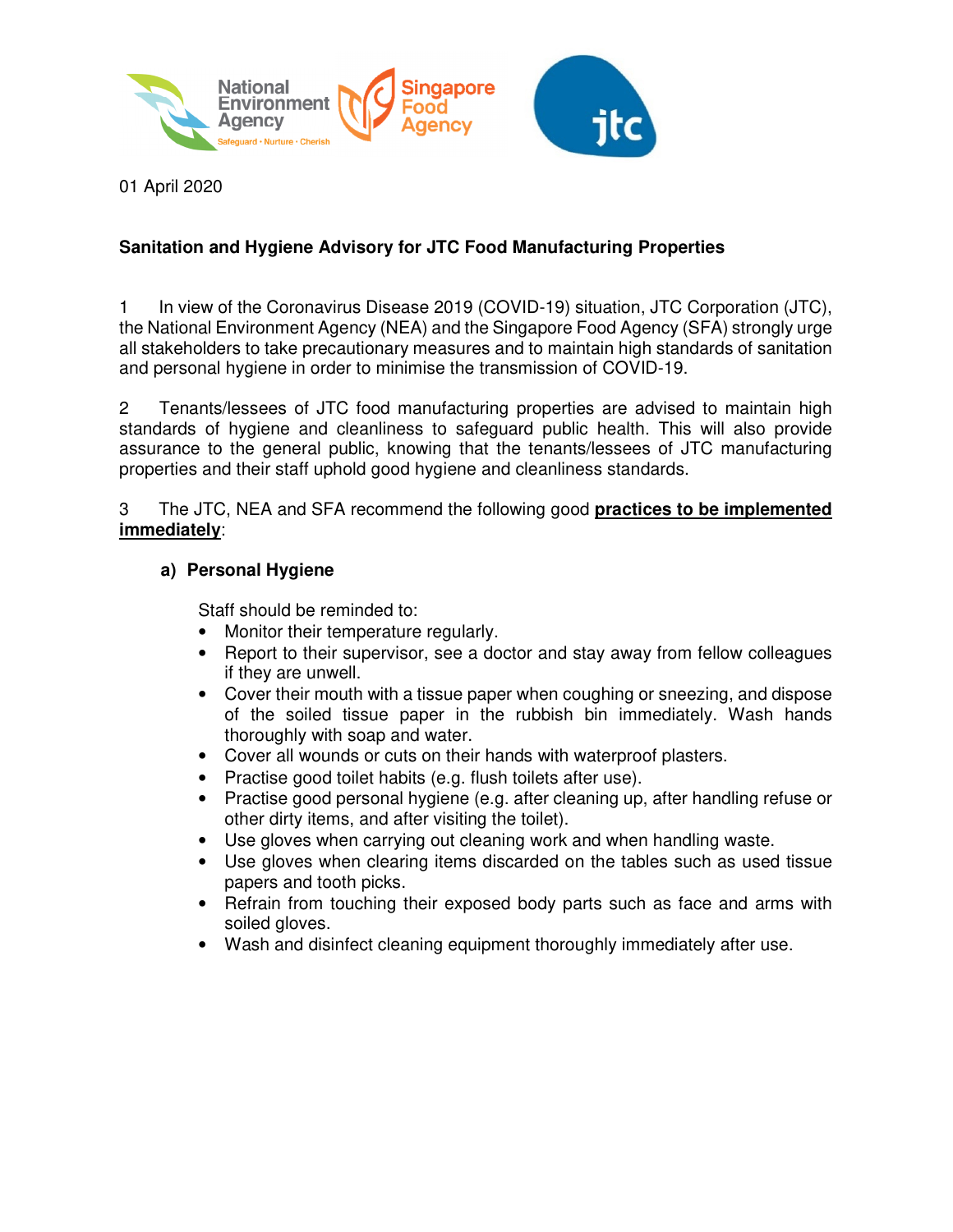01 April 2020

**Sanitation and Hygiene Advisory for JTC Food Manufacturing Properties**

1 In view of the Coronavirus Disease 2019 (COVID-19) situation, JTC Corporation (JTC), the National Environment Agency (NEA) and the Singapore Food Agency (SFA) strongly urge all stakeholders to take precautionary measures and to maintain high standards of sanitation and personal hygiene in order to minimise the transmission of COVID-19.

2 Tenants/lessees of JTC food manufacturing properties are advised to maintain high standards of hygiene and cleanliness to safeguard public health. This will also provide assurance to the general public, knowing that the tenants/lessees of JTC manufacturing properties and their staff uphold good hygiene and cleanliness standards.

3 The JTC, NEA and SFA recommend the following good **practices to be implemented immediately**:

**a) Personal Hygiene**

Staff should be reminded to:

- Monitor their temperature regularly.
- Report to their supervisor, see a doctor and stay away from fellow colleagues if they are unwell.
- Cover their mouth with a tissue paper when coughing or sneezing, and dispose of the soiled tissue paper in the rubbish bin immediately. Wash hands thoroughly with soap and water.
- Cover all wounds or cuts on their hands with waterproof plasters.
- Practise good toilet habits (e.g. flush toilets after use).
- Practise good personal hygiene (e.g. after cleaning up, after handling refuse or other dirty items, and after visiting the toilet).
- Use gloves when carrying out cleaning work and when handling waste.
- Use gloves when clearing items discarded on the tables such as used tissue papers and tooth picks.
- Refrain from touching their exposed body parts such as face and arms with soiled gloves.
- Wash and disinfect cleaning equipment thoroughly immediately after use.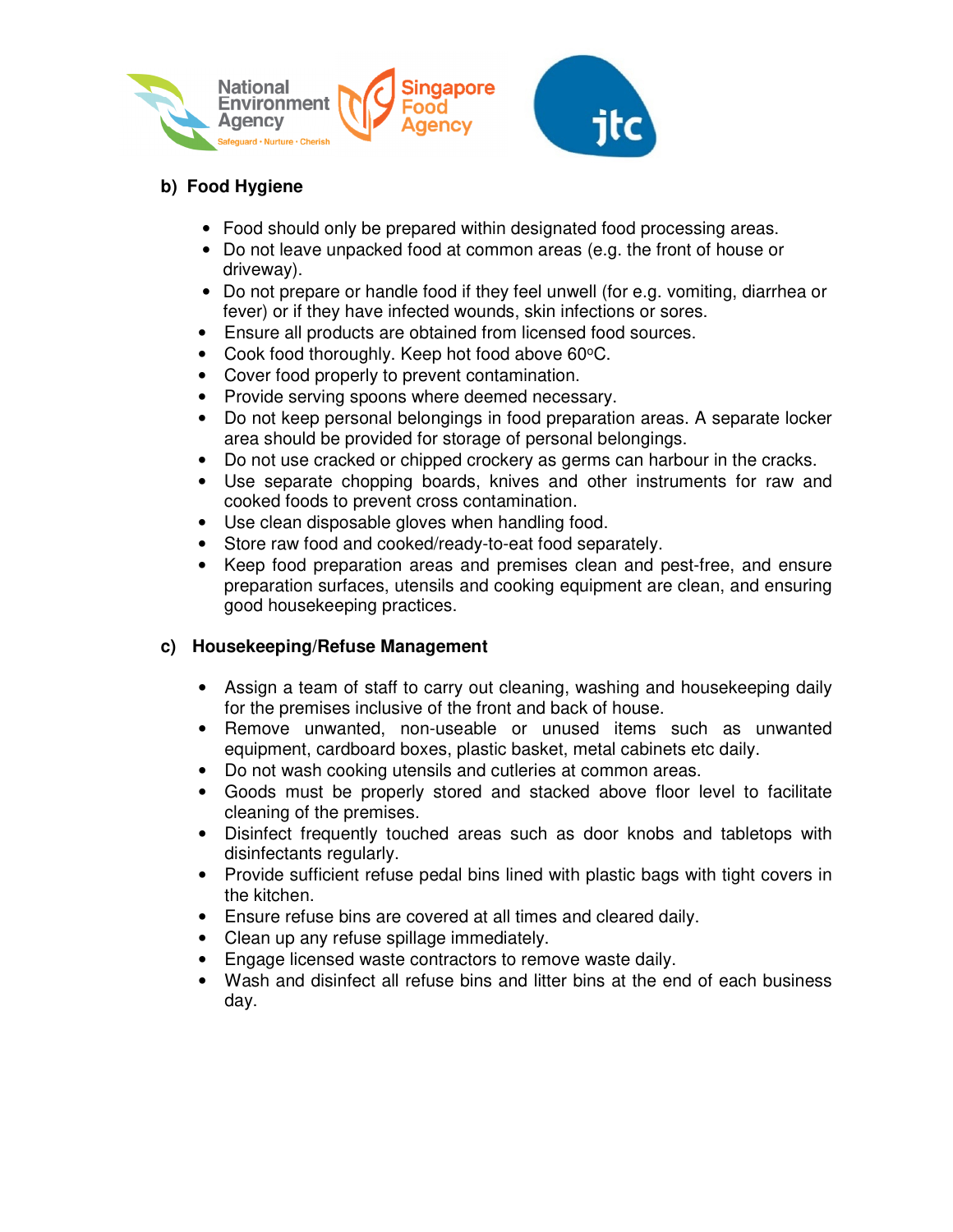## b) Food Hygiene

- Food should only be prepared within designated food processing areas.
- Do not leave unpacked food at common areas (e.g. the front of house or driveway).
- Do not prepare or handle food if they feel unwell (for e.g. vomiting, diarrhea or fever) or if they have infected wounds, skin infections or sores.
- Ensure all products are obtained from licensed food sources.
- Cook food thoroughly. Keep hot food above 60$^{o}$C.
- Cover food properly to prevent contamination.
- Provide serving spoons where deemed necessary.
- Do not keep personal belongings in food preparation areas. A separate locker area should be provided for storage of personal belongings.
- Do not use cracked or chipped crockery as germs can harbour in the cracks.
- Use separate chopping boards, knives and other instruments for raw and cooked foods to prevent cross contamination.
- Use clean disposable gloves when handling food.
- Store raw food and cooked/ready-to-eat food separately.
- Keep food preparation areas and premises clean and pest-free, and ensure preparation surfaces, utensils and cooking equipment are clean, and ensuring good housekeeping practices.

## c) Housekeeping/Refuse Management

- Assign a team of staff to carry out cleaning, washing and housekeeping daily for the premises inclusive of the front and back of house.
- Remove unwanted, non-useable or unused items such as unwanted equipment, cardboard boxes, plastic basket, metal cabinets etc daily.
- Do not wash cooking utensils and cutleries at common areas.
- Goods must be properly stored and stacked above floor level to facilitate cleaning of the premises.
- Disinfect frequently touched areas such as door knobs and tabletops with disinfectants regularly.
- Provide sufficient refuse pedal bins lined with plastic bags with tight covers in the kitchen.
- Ensure refuse bins are covered at all times and cleared daily.
- Clean up any refuse spillage immediately.
- Engage licensed waste contractors to remove waste daily.
- Wash and disinfect all refuse bins and litter bins at the end of each business day.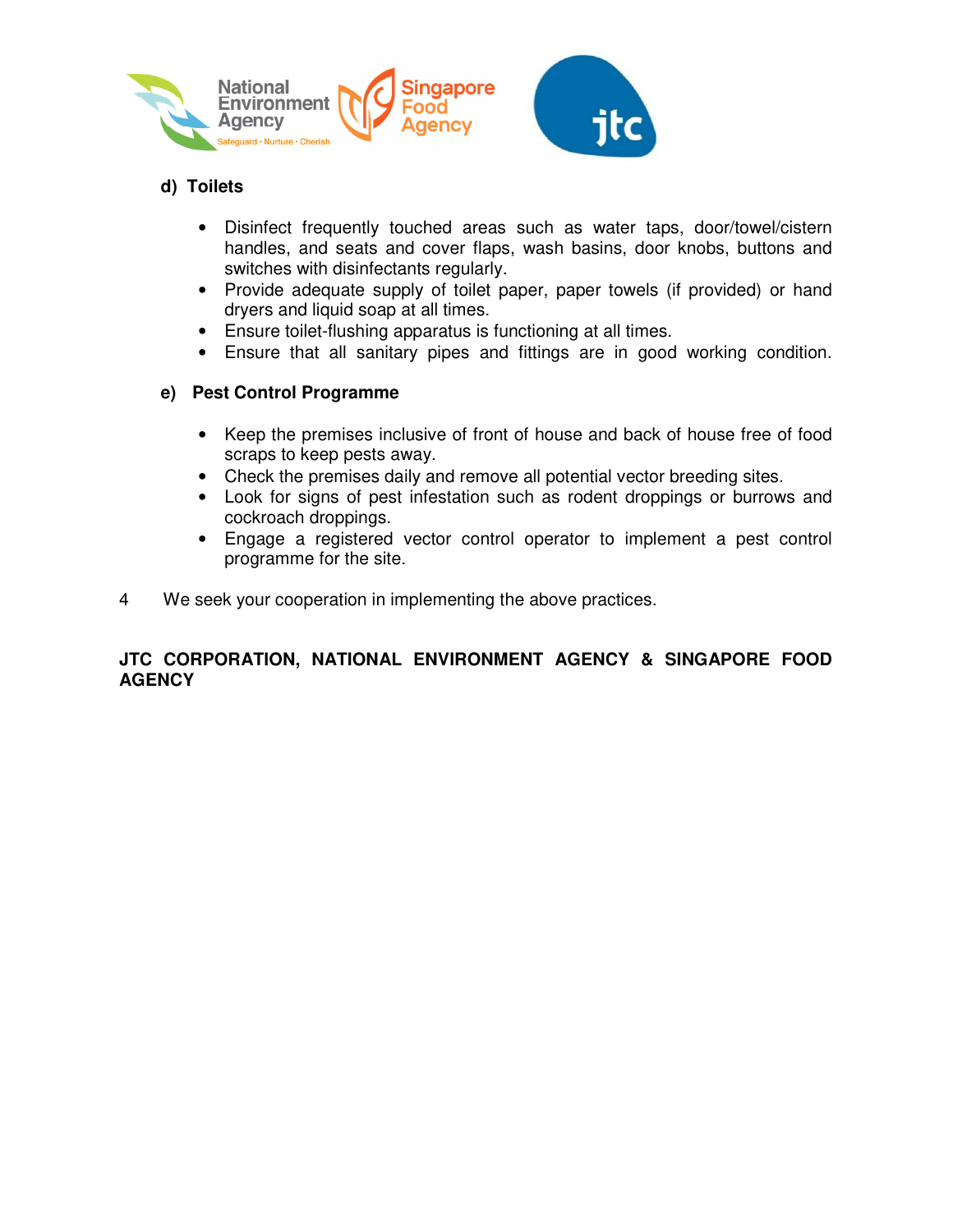**d) Toilets**

- Disinfect frequently touched areas such as water taps, door/towel/cistern handles, and seats and cover flaps, wash basins, door knobs, buttons and switches with disinfectants regularly.
- Provide adequate supply of toilet paper, paper towels (if provided) or hand dryers and liquid soap at all times.
- Ensure toilet-flushing apparatus is functioning at all times.
- Ensure that all sanitary pipes and fittings are in good working condition.

**e) Pest Control Programme**

- Keep the premises inclusive of front of house and back of house free of food scraps to keep pests away.
- Check the premises daily and remove all potential vector breeding sites.
- Look for signs of pest infestation such as rodent droppings or burrows and cockroach droppings.
- Engage a registered vector control operator to implement a pest control programme for the site.

4 We seek your cooperation in implementing the above practices.

**JTC CORPORATION, NATIONAL ENVIRONMENT AGENCY & SINGAPORE FOOD AGENCY**